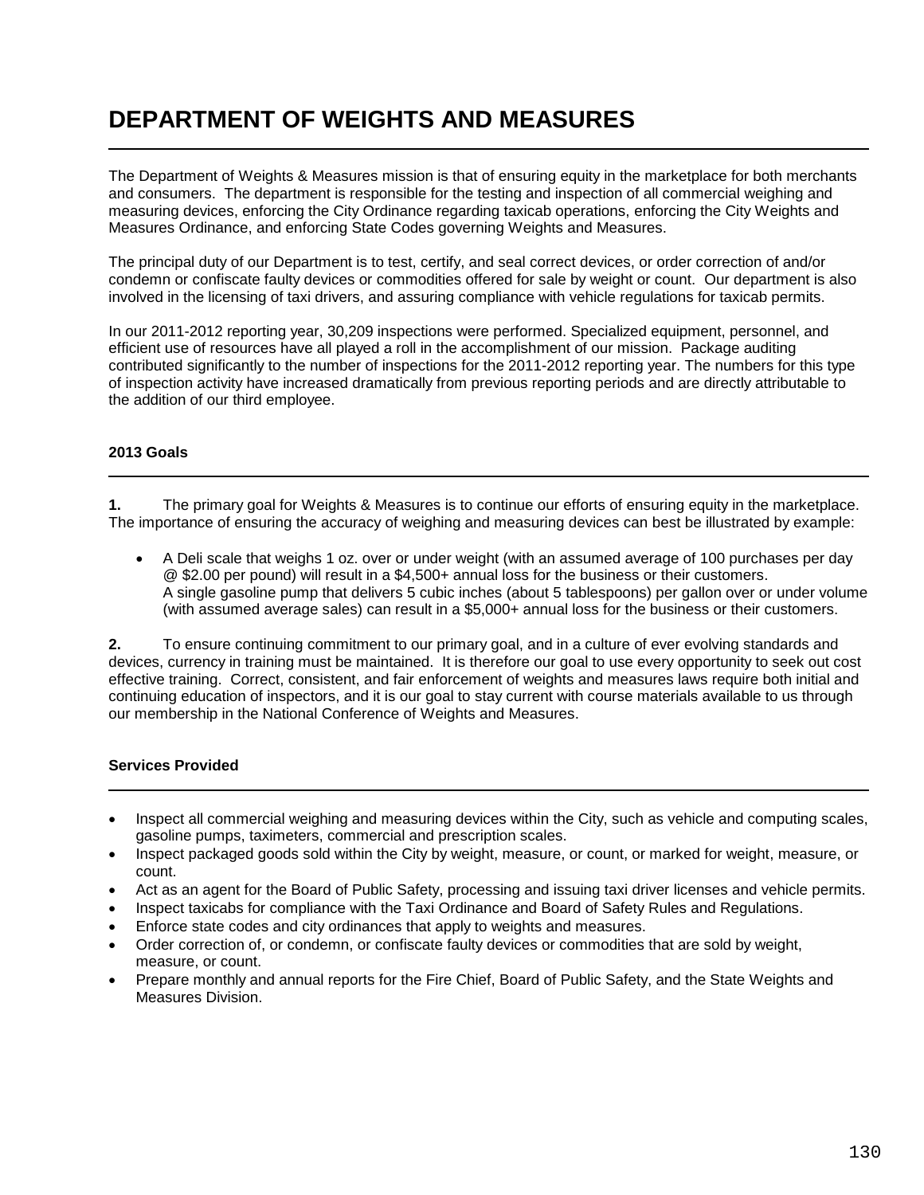# DEPARTMENT OF WEIGHTS AND MEASURES

The Department of Weights & Measures mission is that of ensuring equity in the marketplace for both merchants and consumers. The department is responsible for the testing and inspection of all commercial weighing and measuring devices, enforcing the City Ordinance regarding taxicab operations, enforcing the City Weights and Measures Ordinance, and enforcing State Codes governing Weights and Measures.

The principal duty of our Department is to test, certify, and seal correct devices, or order correction of and/or condemn or confiscate faulty devices or commodities offered for sale by weight or count. Our department is also involved in the licensing of taxi drivers, and assuring compliance with vehicle regulations for taxicab permits.

In our 2011-2012 reporting year, 30,209 inspections were performed. Specialized equipment, personnel, and efficient use of resources have all played a roll in the accomplishment of our mission. Package auditing contributed significantly to the number of inspections for the 2011-2012 reporting year. The numbers for this type of inspection activity have increased dramatically from previous reporting periods and are directly attributable to the addition of our third employee.

### 2013 Goals

**1.** The primary goal for Weights & Measures is to continue our efforts of ensuring equity in the marketplace. The importance of ensuring the accuracy of weighing and measuring devices can best be illustrated by example:

- A Deli scale that weighs 1 oz. over or under weight (with an assumed average of 100 purchases per day @ $2.00 per pound) will result in a $4,500+ annual loss for the business or their customers.
  A single gasoline pump that delivers 5 cubic inches (about 5 tablespoons) per gallon over or under volume (with assumed average sales) can result in a $5,000+ annual loss for the business or their customers.

**2.** To ensure continuing commitment to our primary goal, and in a culture of ever evolving standards and devices, currency in training must be maintained. It is therefore our goal to use every opportunity to seek out cost effective training. Correct, consistent, and fair enforcement of weights and measures laws require both initial and continuing education of inspectors, and it is our goal to stay current with course materials available to us through our membership in the National Conference of Weights and Measures.

### Services Provided

- Inspect all commercial weighing and measuring devices within the City, such as vehicle and computing scales, gasoline pumps, taximeters, commercial and prescription scales.
- Inspect packaged goods sold within the City by weight, measure, or count, or marked for weight, measure, or count.
- Act as an agent for the Board of Public Safety, processing and issuing taxi driver licenses and vehicle permits.
- Inspect taxicabs for compliance with the Taxi Ordinance and Board of Safety Rules and Regulations.
- Enforce state codes and city ordinances that apply to weights and measures.
- Order correction of, or condemn, or confiscate faulty devices or commodities that are sold by weight, measure, or count.
- Prepare monthly and annual reports for the Fire Chief, Board of Public Safety, and the State Weights and Measures Division.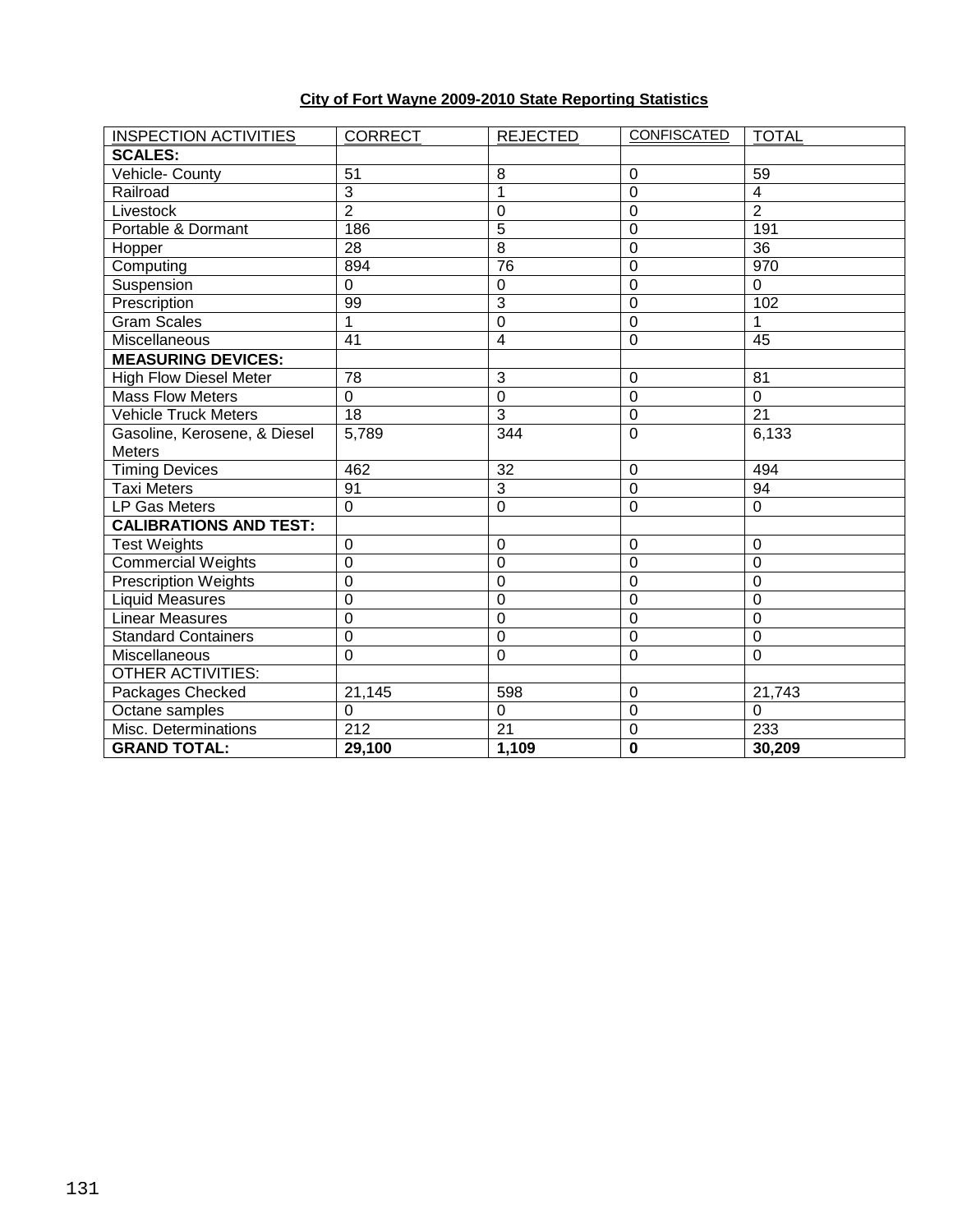**City of Fort Wayne 2009-2010 State Reporting Statistics**

| INSPECTION ACTIVITIES | CORRECT | REJECTED | CONFISCATED | TOTAL |
|---|---|---|---|---|
| **SCALES:** | | | | |
| Vehicle- County | 51 | 8 | 0 | 59 |
| Railroad | 3 | 1 | 0 | 4 |
| Livestock | 2 | 0 | 0 | 2 |
| Portable & Dormant | 186 | 5 | 0 | 191 |
| Hopper | 28 | 8 | 0 | 36 |
| Computing | 894 | 76 | 0 | 970 |
| Suspension | 0 | 0 | 0 | 0 |
| Prescription | 99 | 3 | 0 | 102 |
| Gram Scales | 1 | 0 | 0 | 1 |
| Miscellaneous | 41 | 4 | 0 | 45 |
| **MEASURING DEVICES:** | | | | |
| High Flow Diesel Meter | 78 | 3 | 0 | 81 |
| Mass Flow Meters | 0 | 0 | 0 | 0 |
| Vehicle Truck Meters | 18 | 3 | 0 | 21 |
| Gasoline, Kerosene, & Diesel Meters | 5,789 | 344 | 0 | 6,133 |
| Timing Devices | 462 | 32 | 0 | 494 |
| Taxi Meters | 91 | 3 | 0 | 94 |
| LP Gas Meters | 0 | 0 | 0 | 0 |
| **CALIBRATIONS AND TEST:** | | | | |
| Test Weights | 0 | 0 | 0 | 0 |
| Commercial Weights | 0 | 0 | 0 | 0 |
| Prescription Weights | 0 | 0 | 0 | 0 |
| Liquid Measures | 0 | 0 | 0 | 0 |
| Linear Measures | 0 | 0 | 0 | 0 |
| Standard Containers | 0 | 0 | 0 | 0 |
| Miscellaneous | 0 | 0 | 0 | 0 |
| OTHER ACTIVITIES: | | | | |
| Packages Checked | 21,145 | 598 | 0 | 21,743 |
| Octane samples | 0 | 0 | 0 | 0 |
| Misc. Determinations | 212 | 21 | 0 | 233 |
| **GRAND TOTAL:** | **29,100** | **1,109** | **0** | **30,209** |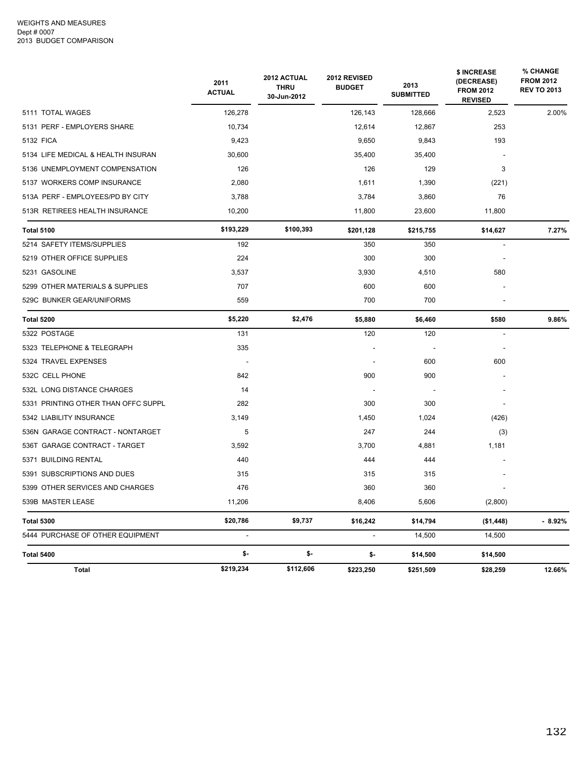WEIGHTS AND MEASURES
Dept # 0007
2013 BUDGET COMPARISON

| | 2011 ACTUAL | 2012 ACTUAL THRU 30-Jun-2012 | 2012 REVISED BUDGET | 2013 SUBMITTED | $ INCREASE (DECREASE) FROM 2012 REVISED | % CHANGE FROM 2012 REV TO 2013 |
|---|---|---|---|---|---|---|
| 5111 TOTAL WAGES | 126,278 | | 126,143 | 128,666 | 2,523 | 2.00% |
| 5131 PERF - EMPLOYERS SHARE | 10,734 | | 12,614 | 12,867 | 253 | |
| 5132 FICA | 9,423 | | 9,650 | 9,843 | 193 | |
| 5134 LIFE MEDICAL & HEALTH INSURAN | 30,600 | | 35,400 | 35,400 | - | |
| 5136 UNEMPLOYMENT COMPENSATION | 126 | | 126 | 129 | 3 | |
| 5137 WORKERS COMP INSURANCE | 2,080 | | 1,611 | 1,390 | (221) | |
| 513A PERF - EMPLOYEES/PD BY CITY | 3,788 | | 3,784 | 3,860 | 76 | |
| 513R RETIREES HEALTH INSURANCE | 10,200 | | 11,800 | 23,600 | 11,800 | |
| **Total 5100** | **$193,229** | **$100,393** | **$201,128** | **$215,755** | **$14,627** | **7.27%** |
| 5214 SAFETY ITEMS/SUPPLIES | 192 | | 350 | 350 | - | |
| 5219 OTHER OFFICE SUPPLIES | 224 | | 300 | 300 | - | |
| 5231 GASOLINE | 3,537 | | 3,930 | 4,510 | 580 | |
| 5299 OTHER MATERIALS & SUPPLIES | 707 | | 600 | 600 | - | |
| 529C BUNKER GEAR/UNIFORMS | 559 | | 700 | 700 | - | |
| **Total 5200** | **$5,220** | **$2,476** | **$5,880** | **$6,460** | **$580** | **9.86%** |
| 5322 POSTAGE | 131 | | 120 | 120 | - | |
| 5323 TELEPHONE & TELEGRAPH | 335 | | - | - | - | |
| 5324 TRAVEL EXPENSES | - | | - | 600 | 600 | |
| 532C CELL PHONE | 842 | | 900 | 900 | - | |
| 532L LONG DISTANCE CHARGES | 14 | | - | - | - | |
| 5331 PRINTING OTHER THAN OFFC SUPPL | 282 | | 300 | 300 | - | |
| 5342 LIABILITY INSURANCE | 3,149 | | 1,450 | 1,024 | (426) | |
| 536N GARAGE CONTRACT - NONTARGET | 5 | | 247 | 244 | (3) | |
| 536T GARAGE CONTRACT - TARGET | 3,592 | | 3,700 | 4,881 | 1,181 | |
| 5371 BUILDING RENTAL | 440 | | 444 | 444 | - | |
| 5391 SUBSCRIPTIONS AND DUES | 315 | | 315 | 315 | - | |
| 5399 OTHER SERVICES AND CHARGES | 476 | | 360 | 360 | - | |
| 539B MASTER LEASE | 11,206 | | 8,406 | 5,606 | (2,800) | |
| **Total 5300** | **$20,786** | **$9,737** | **$16,242** | **$14,794** | **($1,448)** | **- 8.92%** |
| 5444 PURCHASE OF OTHER EQUIPMENT | - | | - | 14,500 | 14,500 | |
| **Total 5400** | **$-** | **$-** | **$-** | **$14,500** | **$14,500** | |
| **Total** | **$219,234** | **$112,606** | **$223,250** | **$251,509** | **$28,259** | **12.66%** |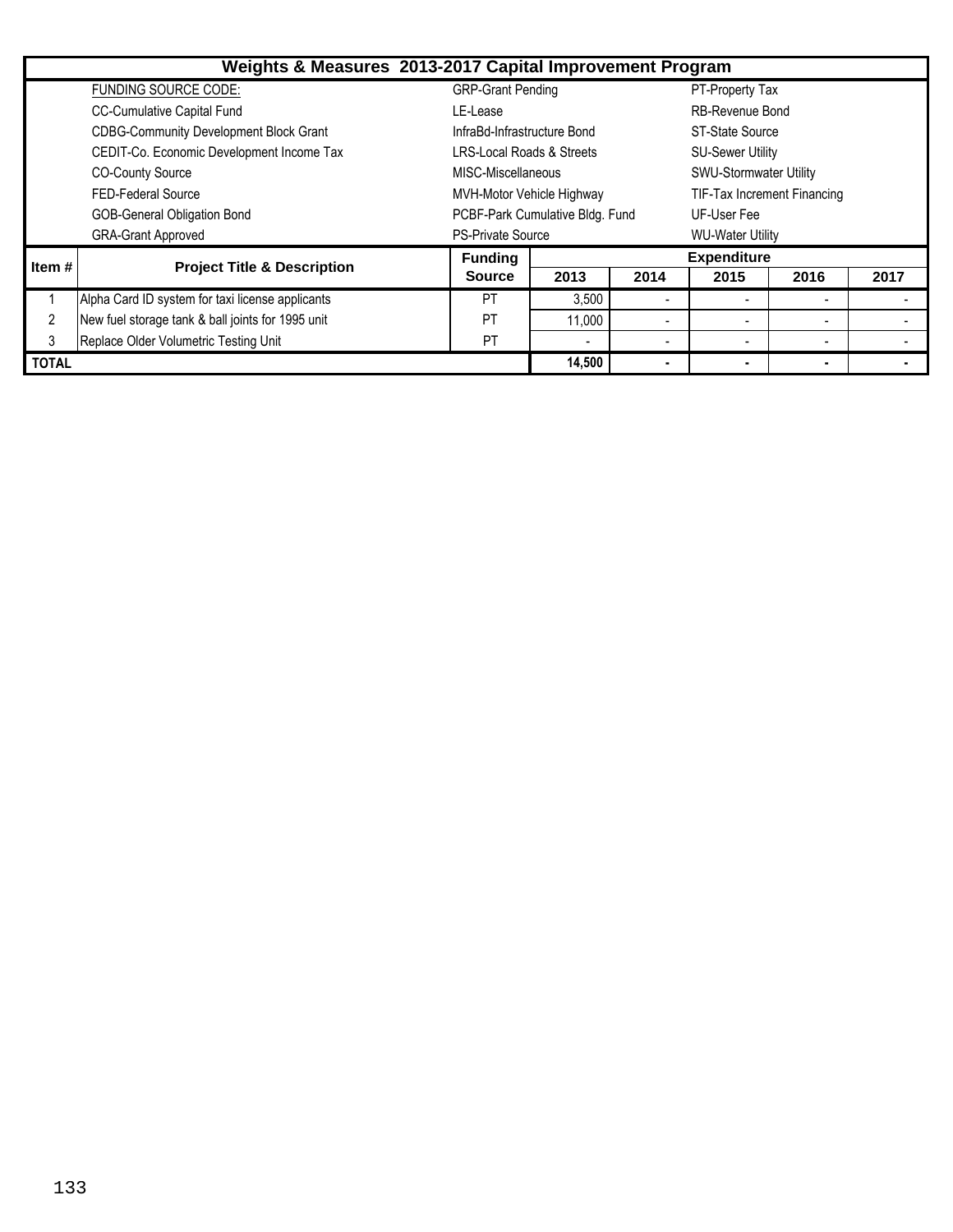# Weights & Measures 2013-2017 Capital Improvement Program

| | | |
|---|---|---|
| FUNDING SOURCE CODE: | GRP-Grant Pending | PT-Property Tax |
| CC-Cumulative Capital Fund | LE-Lease | RB-Revenue Bond |
| CDBG-Community Development Block Grant | InfraBd-Infrastructure Bond | ST-State Source |
| CEDIT-Co. Economic Development Income Tax | LRS-Local Roads & Streets | SU-Sewer Utility |
| CO-County Source | MISC-Miscellaneous | SWU-Stormwater Utility |
| FED-Federal Source | MVH-Motor Vehicle Highway | TIF-Tax Increment Financing |
| GOB-General Obligation Bond | PCBF-Park Cumulative Bldg. Fund | UF-User Fee |
| GRA-Grant Approved | PS-Private Source | WU-Water Utility |

| Item # | Project Title & Description | Funding Source | Expenditure | | | | |
|---|---|---|---|---|---|---|---|
| | | | 2013 | 2014 | 2015 | 2016 | 2017 |
| 1 | Alpha Card ID system for taxi license applicants | PT | 3,500 | - | - | - | - |
| 2 | New fuel storage tank & ball joints for 1995 unit | PT | 11,000 | - | - | - | - |
| 3 | Replace Older Volumetric Testing Unit | PT | - | - | - | - | - |
| **TOTAL** | | | **14,500** | **-** | **-** | **-** | **-** |